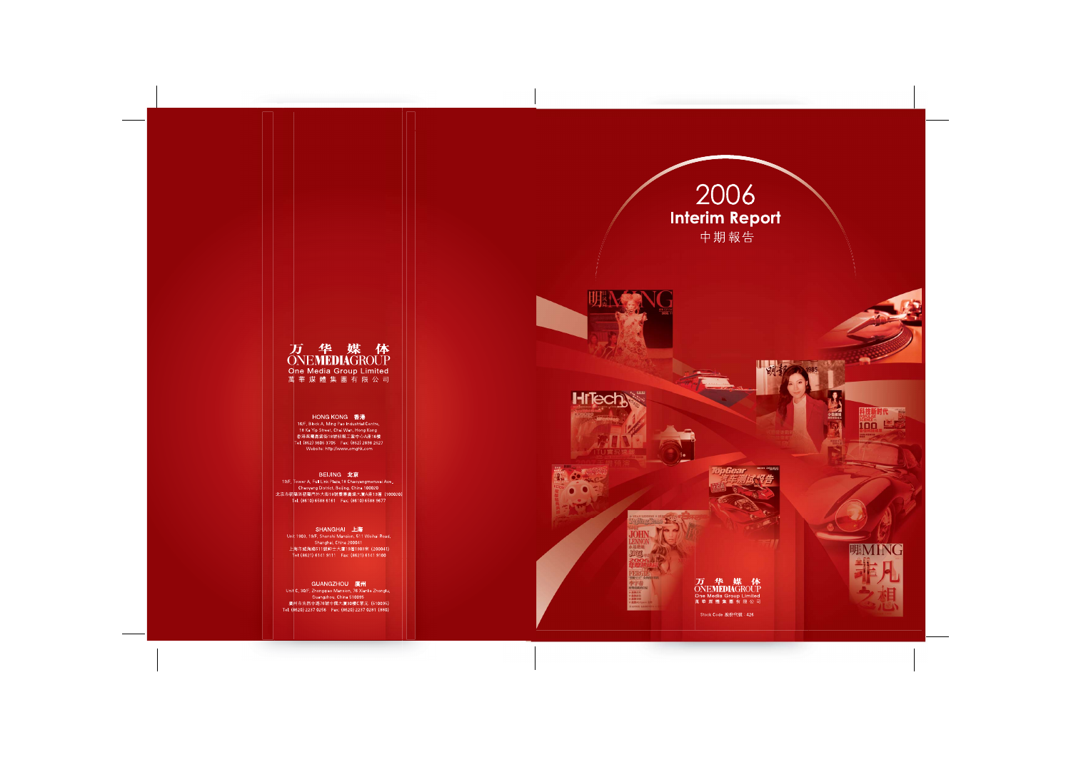# 2006 Interim Report

## 中期報告

万 华 媒 体
ONEMEDIAGROUP
One Media Group Limited
萬華媒體集團有限公司

Stock Code 股份代號：426

---

万 华 媒 体
ONEMEDIAGROUP
One Media Group Limited
萬華媒體集團有限公司

**HONG KONG 香港**
16/F, Block A, Ming Pao Industrial Centre,
18 Ka Yip Street, Chai Wan, Hong Kong
香港柴灣嘉業街18號明報工業中心A座16樓
Tel: (852) 3605 3705 Fax: (852) 2898 2527
Website: http://www.omghk.com

**BEIJING 北京**
15/F, Tower A, Full Link Plaza, 18 Chaoyangmenwai Ave.,
Chaoyang District, Beijing, China 100020
北京市朝陽區朝陽門外大街18號豐聯廣場大廈A座15層（100020）
Tel: (8610) 6588 6161 Fax: (8610) 6588 9677

**SHANGHAI 上海**
Unit 1903, 19/F, Shenshi Mansion, 511 Weihai Road,
Shanghai, China 200041
上海市威海路511號申士大廈19層1903室（200041）
Tel: (8621) 6141 9111 Fax: (8621) 6141 9100

**GUANGZHOU 廣州**
Unit C, 30/F, Zhongqiao Mansion, 76 Xianlie Zhonglu,
Guangzhou, China 510095
廣州市先烈中路76號中僑大廈30樓C單元（510095）
Tel: (8620) 2237 0256 Fax: (8620) 2237 0281 (860)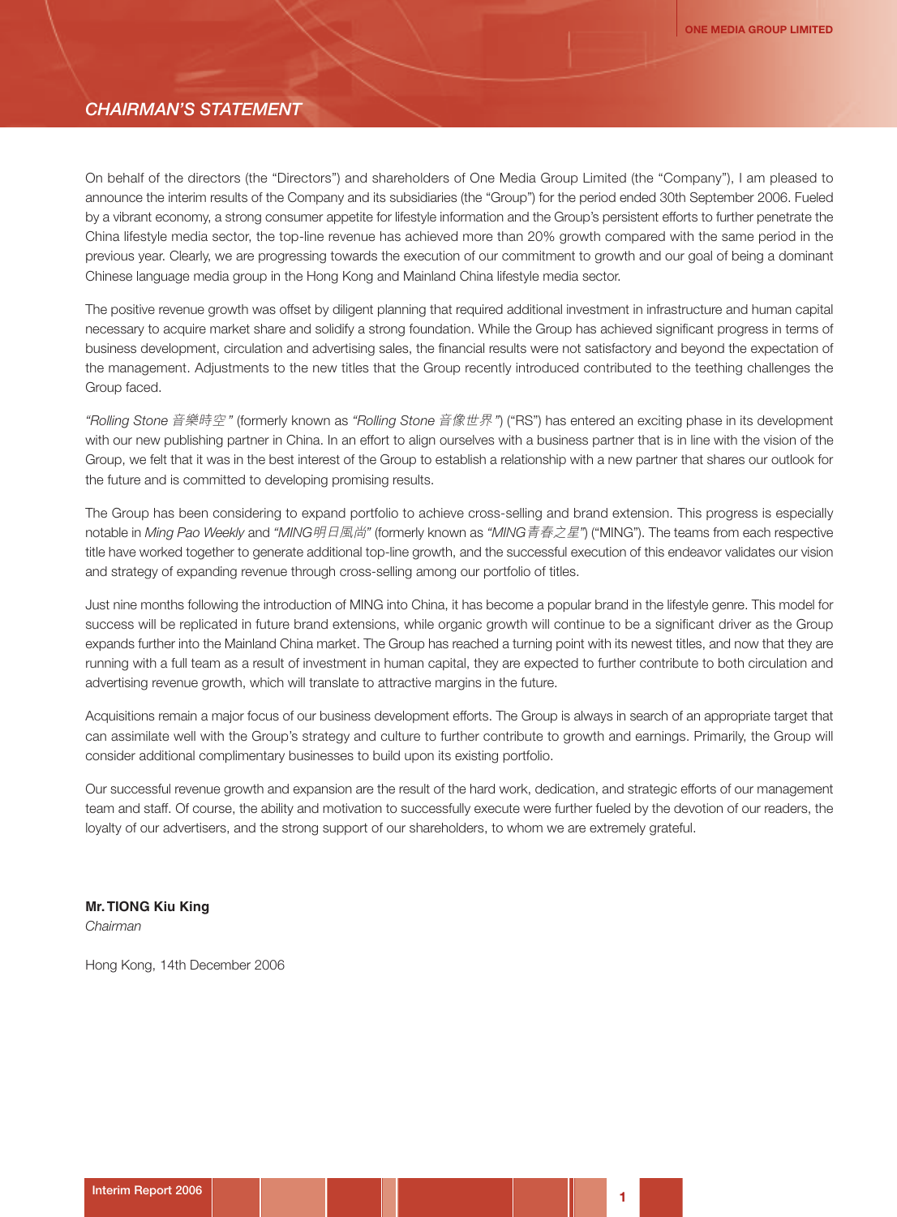# CHAIRMAN'S STATEMENT

On behalf of the directors (the "Directors") and shareholders of One Media Group Limited (the "Company"), I am pleased to announce the interim results of the Company and its subsidiaries (the "Group") for the period ended 30th September 2006. Fueled by a vibrant economy, a strong consumer appetite for lifestyle information and the Group's persistent efforts to further penetrate the China lifestyle media sector, the top-line revenue has achieved more than 20% growth compared with the same period in the previous year. Clearly, we are progressing towards the execution of our commitment to growth and our goal of being a dominant Chinese language media group in the Hong Kong and Mainland China lifestyle media sector.

The positive revenue growth was offset by diligent planning that required additional investment in infrastructure and human capital necessary to acquire market share and solidify a strong foundation. While the Group has achieved significant progress in terms of business development, circulation and advertising sales, the financial results were not satisfactory and beyond the expectation of the management. Adjustments to the new titles that the Group recently introduced contributed to the teething challenges the Group faced.

*"Rolling Stone 音樂時空"* (formerly known as *"Rolling Stone 音像世界"*) ("RS") has entered an exciting phase in its development with our new publishing partner in China. In an effort to align ourselves with a business partner that is in line with the vision of the Group, we felt that it was in the best interest of the Group to establish a relationship with a new partner that shares our outlook for the future and is committed to developing promising results.

The Group has been considering to expand portfolio to achieve cross-selling and brand extension. This progress is especially notable in *Ming Pao Weekly* and *"MING明日風尚"* (formerly known as *"MING青春之星"*) ("MING"). The teams from each respective title have worked together to generate additional top-line growth, and the successful execution of this endeavor validates our vision and strategy of expanding revenue through cross-selling among our portfolio of titles.

Just nine months following the introduction of MING into China, it has become a popular brand in the lifestyle genre. This model for success will be replicated in future brand extensions, while organic growth will continue to be a significant driver as the Group expands further into the Mainland China market. The Group has reached a turning point with its newest titles, and now that they are running with a full team as a result of investment in human capital, they are expected to further contribute to both circulation and advertising revenue growth, which will translate to attractive margins in the future.

Acquisitions remain a major focus of our business development efforts. The Group is always in search of an appropriate target that can assimilate well with the Group's strategy and culture to further contribute to growth and earnings. Primarily, the Group will consider additional complimentary businesses to build upon its existing portfolio.

Our successful revenue growth and expansion are the result of the hard work, dedication, and strategic efforts of our management team and staff. Of course, the ability and motivation to successfully execute were further fueled by the devotion of our readers, the loyalty of our advertisers, and the strong support of our shareholders, to whom we are extremely grateful.

**Mr. TIONG Kiu King**
*Chairman*

Hong Kong, 14th December 2006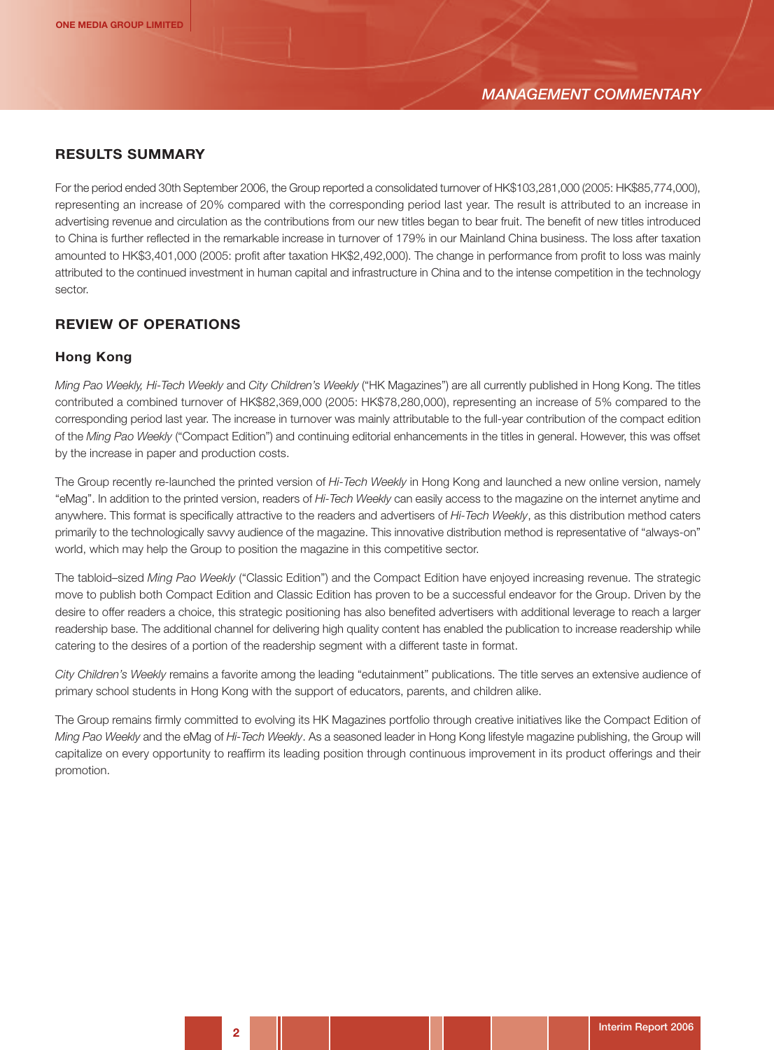# MANAGEMENT COMMENTARY

## RESULTS SUMMARY

For the period ended 30th September 2006, the Group reported a consolidated turnover of HK$103,281,000 (2005: HK$85,774,000), representing an increase of 20% compared with the corresponding period last year. The result is attributed to an increase in advertising revenue and circulation as the contributions from our new titles began to bear fruit. The benefit of new titles introduced to China is further reflected in the remarkable increase in turnover of 179% in our Mainland China business. The loss after taxation amounted to HK$3,401,000 (2005: profit after taxation HK$2,492,000). The change in performance from profit to loss was mainly attributed to the continued investment in human capital and infrastructure in China and to the intense competition in the technology sector.

## REVIEW OF OPERATIONS

### Hong Kong

*Ming Pao Weekly, Hi-Tech Weekly* and *City Children's Weekly* ("HK Magazines") are all currently published in Hong Kong. The titles contributed a combined turnover of HK$82,369,000 (2005: HK$78,280,000), representing an increase of 5% compared to the corresponding period last year. The increase in turnover was mainly attributable to the full-year contribution of the compact edition of the *Ming Pao Weekly* ("Compact Edition") and continuing editorial enhancements in the titles in general. However, this was offset by the increase in paper and production costs.

The Group recently re-launched the printed version of *Hi-Tech Weekly* in Hong Kong and launched a new online version, namely "eMag". In addition to the printed version, readers of *Hi-Tech Weekly* can easily access to the magazine on the internet anytime and anywhere. This format is specifically attractive to the readers and advertisers of *Hi-Tech Weekly*, as this distribution method caters primarily to the technologically savvy audience of the magazine. This innovative distribution method is representative of "always-on" world, which may help the Group to position the magazine in this competitive sector.

The tabloid–sized *Ming Pao Weekly* ("Classic Edition") and the Compact Edition have enjoyed increasing revenue. The strategic move to publish both Compact Edition and Classic Edition has proven to be a successful endeavor for the Group. Driven by the desire to offer readers a choice, this strategic positioning has also benefited advertisers with additional leverage to reach a larger readership base. The additional channel for delivering high quality content has enabled the publication to increase readership while catering to the desires of a portion of the readership segment with a different taste in format.

*City Children's Weekly* remains a favorite among the leading "edutainment" publications. The title serves an extensive audience of primary school students in Hong Kong with the support of educators, parents, and children alike.

The Group remains firmly committed to evolving its HK Magazines portfolio through creative initiatives like the Compact Edition of *Ming Pao Weekly* and the eMag of *Hi-Tech Weekly*. As a seasoned leader in Hong Kong lifestyle magazine publishing, the Group will capitalize on every opportunity to reaffirm its leading position through continuous improvement in its product offerings and their promotion.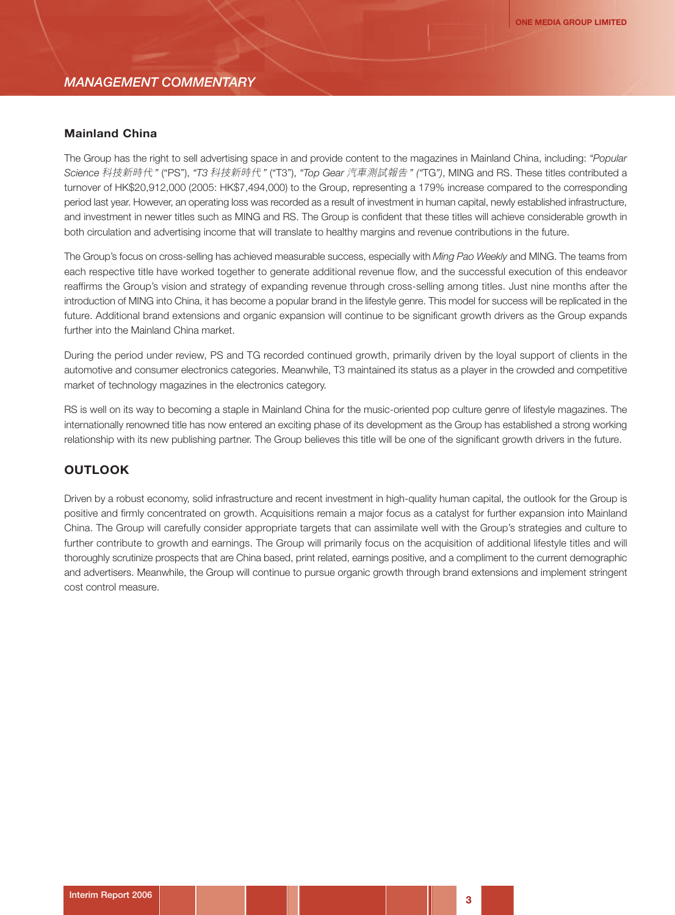## Mainland China

The Group has the right to sell advertising space in and provide content to the magazines in Mainland China, including: *"Popular Science 科技新時代"* ("PS"), *"T3 科技新時代"* ("T3"), *"Top Gear 汽車測試報告" ("TG")*, MING and RS. These titles contributed a turnover of HK$20,912,000 (2005: HK$7,494,000) to the Group, representing a 179% increase compared to the corresponding period last year. However, an operating loss was recorded as a result of investment in human capital, newly established infrastructure, and investment in newer titles such as MING and RS. The Group is confident that these titles will achieve considerable growth in both circulation and advertising income that will translate to healthy margins and revenue contributions in the future.

The Group's focus on cross-selling has achieved measurable success, especially with *Ming Pao Weekly* and MING. The teams from each respective title have worked together to generate additional revenue flow, and the successful execution of this endeavor reaffirms the Group's vision and strategy of expanding revenue through cross-selling among titles. Just nine months after the introduction of MING into China, it has become a popular brand in the lifestyle genre. This model for success will be replicated in the future. Additional brand extensions and organic expansion will continue to be significant growth drivers as the Group expands further into the Mainland China market.

During the period under review, PS and TG recorded continued growth, primarily driven by the loyal support of clients in the automotive and consumer electronics categories. Meanwhile, T3 maintained its status as a player in the crowded and competitive market of technology magazines in the electronics category.

RS is well on its way to becoming a staple in Mainland China for the music-oriented pop culture genre of lifestyle magazines. The internationally renowned title has now entered an exciting phase of its development as the Group has established a strong working relationship with its new publishing partner. The Group believes this title will be one of the significant growth drivers in the future.

## OUTLOOK

Driven by a robust economy, solid infrastructure and recent investment in high-quality human capital, the outlook for the Group is positive and firmly concentrated on growth. Acquisitions remain a major focus as a catalyst for further expansion into Mainland China. The Group will carefully consider appropriate targets that can assimilate well with the Group's strategies and culture to further contribute to growth and earnings. The Group will primarily focus on the acquisition of additional lifestyle titles and will thoroughly scrutinize prospects that are China based, print related, earnings positive, and a compliment to the current demographic and advertisers. Meanwhile, the Group will continue to pursue organic growth through brand extensions and implement stringent cost control measure.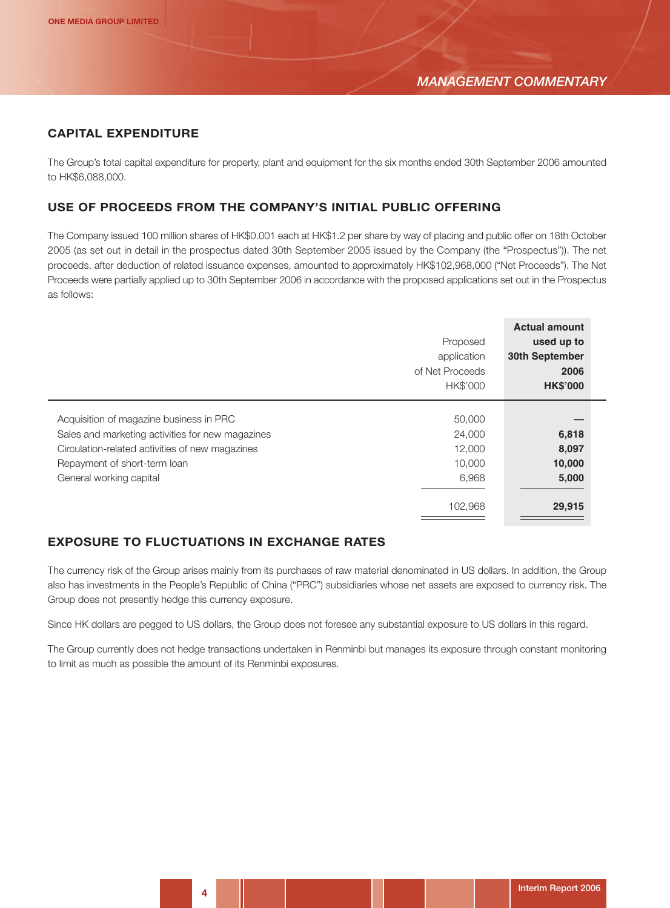## CAPITAL EXPENDITURE

The Group's total capital expenditure for property, plant and equipment for the six months ended 30th September 2006 amounted to HK$6,088,000.

## USE OF PROCEEDS FROM THE COMPANY'S INITIAL PUBLIC OFFERING

The Company issued 100 million shares of HK$0.001 each at HK$1.2 per share by way of placing and public offer on 18th October 2005 (as set out in detail in the prospectus dated 30th September 2005 issued by the Company (the "Prospectus")). The net proceeds, after deduction of related issuance expenses, amounted to approximately HK$102,968,000 ("Net Proceeds"). The Net Proceeds were partially applied up to 30th September 2006 in accordance with the proposed applications set out in the Prospectus as follows:

| | Proposed application of Net Proceeds HK$'000 | **Actual amount used up to 30th September 2006 HK$'000** |
|---|---|---|
| Acquisition of magazine business in PRC | 50,000 | **—** |
| Sales and marketing activities for new magazines | 24,000 | **6,818** |
| Circulation-related activities of new magazines | 12,000 | **8,097** |
| Repayment of short-term loan | 10,000 | **10,000** |
| General working capital | 6,968 | **5,000** |
| | 102,968 | **29,915** |

## EXPOSURE TO FLUCTUATIONS IN EXCHANGE RATES

The currency risk of the Group arises mainly from its purchases of raw material denominated in US dollars. In addition, the Group also has investments in the People's Republic of China ("PRC") subsidiaries whose net assets are exposed to currency risk. The Group does not presently hedge this currency exposure.

Since HK dollars are pegged to US dollars, the Group does not foresee any substantial exposure to US dollars in this regard.

The Group currently does not hedge transactions undertaken in Renminbi but manages its exposure through constant monitoring to limit as much as possible the amount of its Renminbi exposures.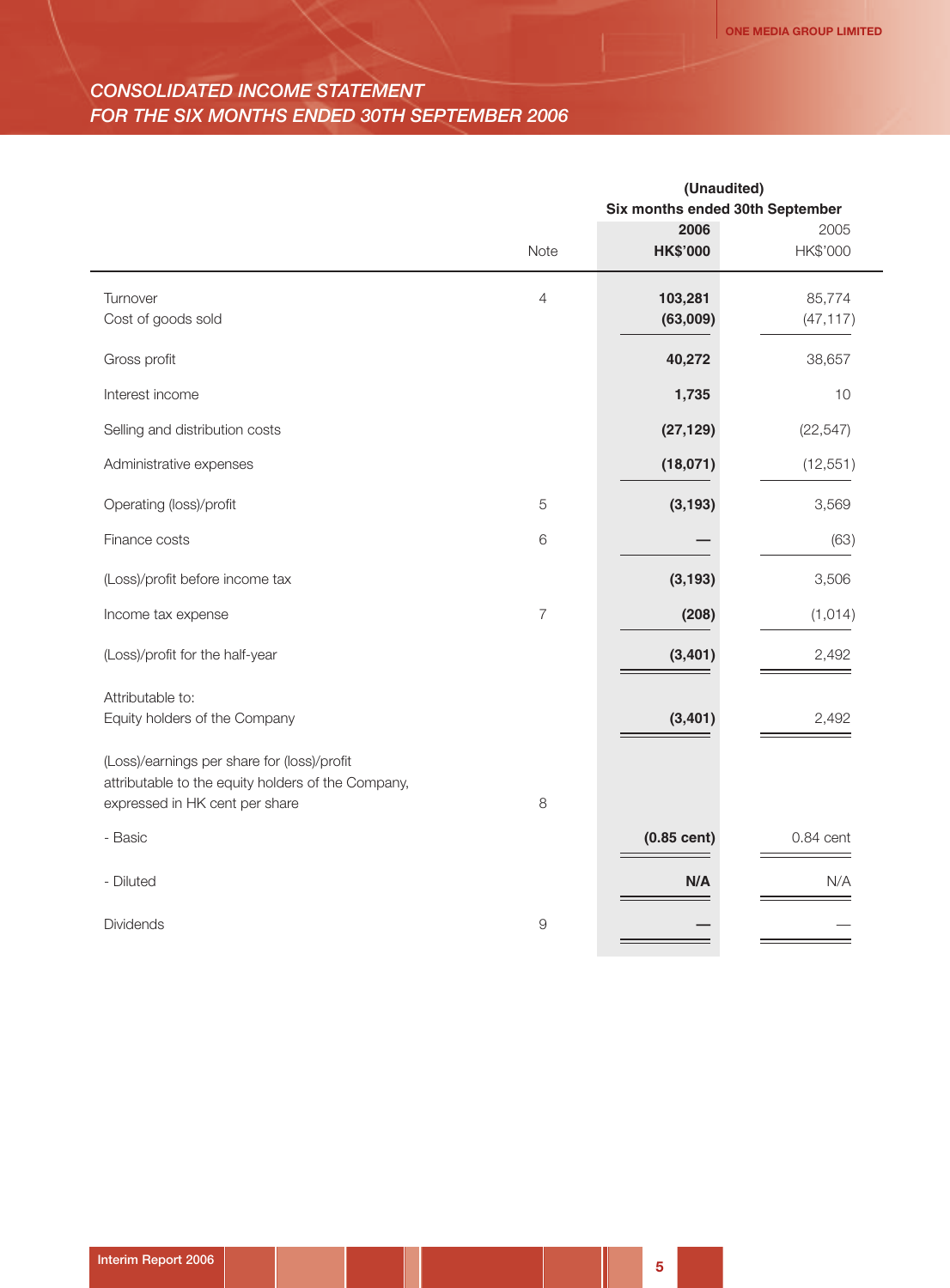# CONSOLIDATED INCOME STATEMENT
## FOR THE SIX MONTHS ENDED 30TH SEPTEMBER 2006

| | Note | (Unaudited) Six months ended 30th September 2006 HK$'000 | 2005 HK$'000 |
|---|---|---|---|
| Turnover | 4 | **103,281** | 85,774 |
| Cost of goods sold | | **(63,009)** | (47,117) |
| Gross profit | | **40,272** | 38,657 |
| Interest income | | **1,735** | 10 |
| Selling and distribution costs | | **(27,129)** | (22,547) |
| Administrative expenses | | **(18,071)** | (12,551) |
| Operating (loss)/profit | 5 | **(3,193)** | 3,569 |
| Finance costs | 6 | **—** | (63) |
| (Loss)/profit before income tax | | **(3,193)** | 3,506 |
| Income tax expense | 7 | **(208)** | (1,014) |
| (Loss)/profit for the half-year | | **(3,401)** | 2,492 |
| Attributable to: | | | |
| Equity holders of the Company | | **(3,401)** | 2,492 |
| (Loss)/earnings per share for (loss)/profit attributable to the equity holders of the Company, expressed in HK cent per share | 8 | | |
| - Basic | | **(0.85 cent)** | 0.84 cent |
| - Diluted | | **N/A** | N/A |
| Dividends | 9 | **—** | — |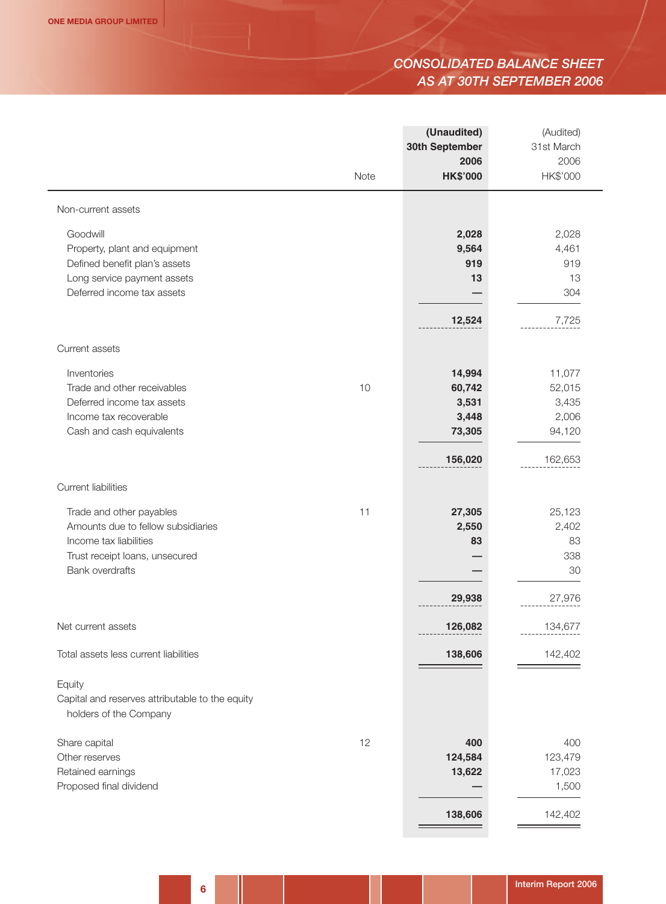# CONSOLIDATED BALANCE SHEET
## AS AT 30TH SEPTEMBER 2006

| | Note | (Unaudited) 30th September 2006 HK$'000 | (Audited) 31st March 2006 HK$'000 |
|---|---|---|---|
| **Non-current assets** | | | |
| Goodwill | | **2,028** | 2,028 |
| Property, plant and equipment | | **9,564** | 4,461 |
| Defined benefit plan's assets | | **919** | 919 |
| Long service payment assets | | **13** | 13 |
| Deferred income tax assets | | **—** | 304 |
| | | **12,524** | 7,725 |
| **Current assets** | | | |
| Inventories | | **14,994** | 11,077 |
| Trade and other receivables | 10 | **60,742** | 52,015 |
| Deferred income tax assets | | **3,531** | 3,435 |
| Income tax recoverable | | **3,448** | 2,006 |
| Cash and cash equivalents | | **73,305** | 94,120 |
| | | **156,020** | 162,653 |
| **Current liabilities** | | | |
| Trade and other payables | 11 | **27,305** | 25,123 |
| Amounts due to fellow subsidiaries | | **2,550** | 2,402 |
| Income tax liabilities | | **83** | 83 |
| Trust receipt loans, unsecured | | **—** | 338 |
| Bank overdrafts | | **—** | 30 |
| | | **29,938** | 27,976 |
| Net current assets | | **126,082** | 134,677 |
| Total assets less current liabilities | | **138,606** | 142,402 |
| **Equity** | | | |
| Capital and reserves attributable to the equity holders of the Company | | | |
| Share capital | 12 | **400** | 400 |
| Other reserves | | **124,584** | 123,479 |
| Retained earnings | | **13,622** | 17,023 |
| Proposed final dividend | | **—** | 1,500 |
| | | **138,606** | 142,402 |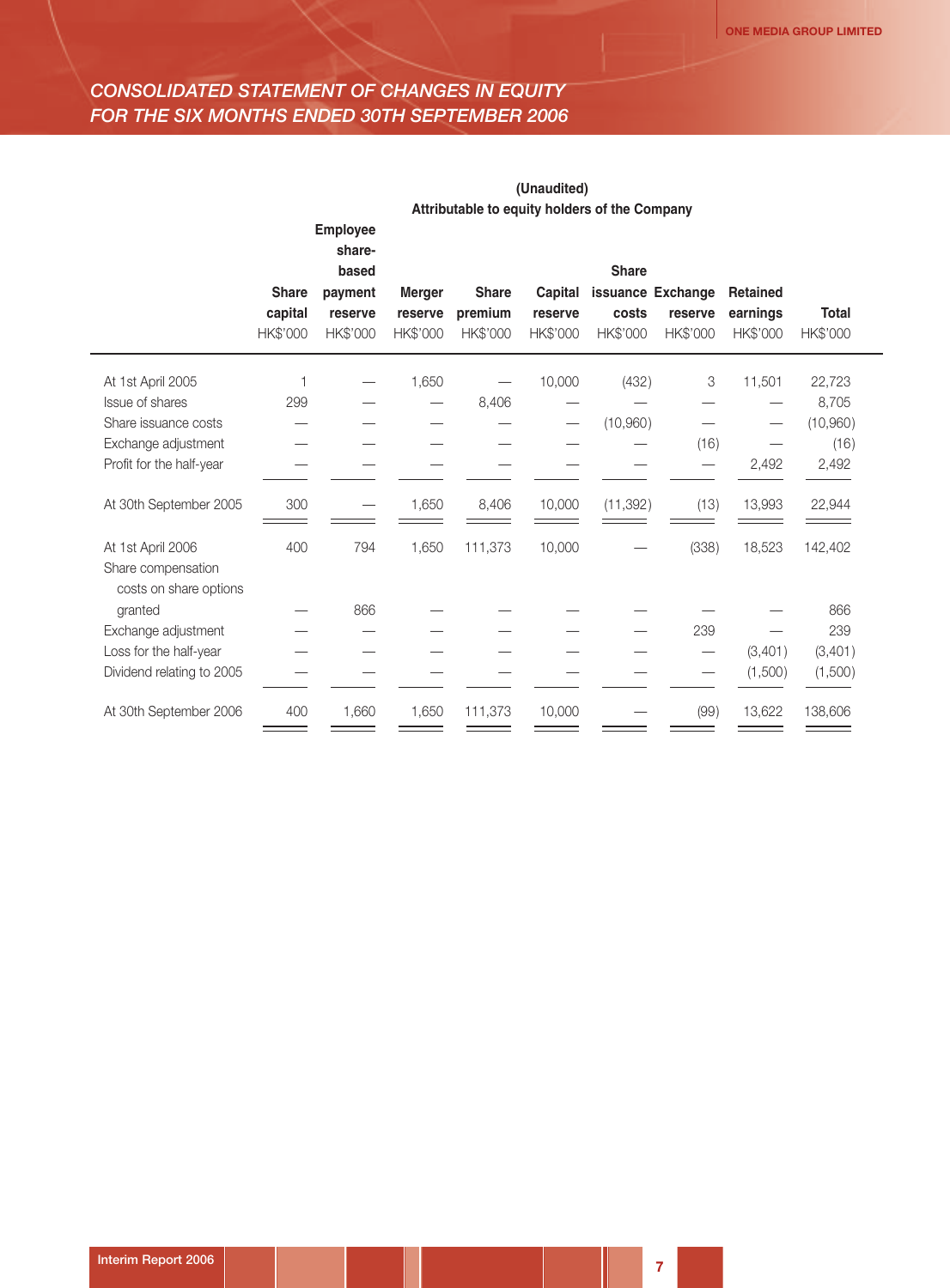# CONSOLIDATED STATEMENT OF CHANGES IN EQUITY FOR THE SIX MONTHS ENDED 30TH SEPTEMBER 2006

| | (Unaudited) Attributable to equity holders of the Company | | | | | | | | |
|---|---|---|---|---|---|---|---|---|---|
| | Share capital HK$'000 | Employee share-based payment reserve HK$'000 | Merger reserve HK$'000 | Share premium HK$'000 | Capital reserve HK$'000 | Share issuance costs HK$'000 | Exchange reserve HK$'000 | Retained earnings HK$'000 | Total HK$'000 |
| At 1st April 2005 | 1 | — | 1,650 | — | 10,000 | (432) | 3 | 11,501 | 22,723 |
| Issue of shares | 299 | — | — | 8,406 | — | — | — | — | 8,705 |
| Share issuance costs | — | — | — | — | — | (10,960) | — | — | (10,960) |
| Exchange adjustment | — | — | — | — | — | — | (16) | — | (16) |
| Profit for the half-year | — | — | — | — | — | — | — | 2,492 | 2,492 |
| At 30th September 2005 | 300 | — | 1,650 | 8,406 | 10,000 | (11,392) | (13) | 13,993 | 22,944 |
| At 1st April 2006 | 400 | 794 | 1,650 | 111,373 | 10,000 | — | (338) | 18,523 | 142,402 |
| Share compensation costs on share options granted | — | 866 | — | — | — | — | — | — | 866 |
| Exchange adjustment | — | — | — | — | — | — | 239 | — | 239 |
| Loss for the half-year | — | — | — | — | — | — | — | (3,401) | (3,401) |
| Dividend relating to 2005 | — | — | — | — | — | — | — | (1,500) | (1,500) |
| At 30th September 2006 | 400 | 1,660 | 1,650 | 111,373 | 10,000 | — | (99) | 13,622 | 138,606 |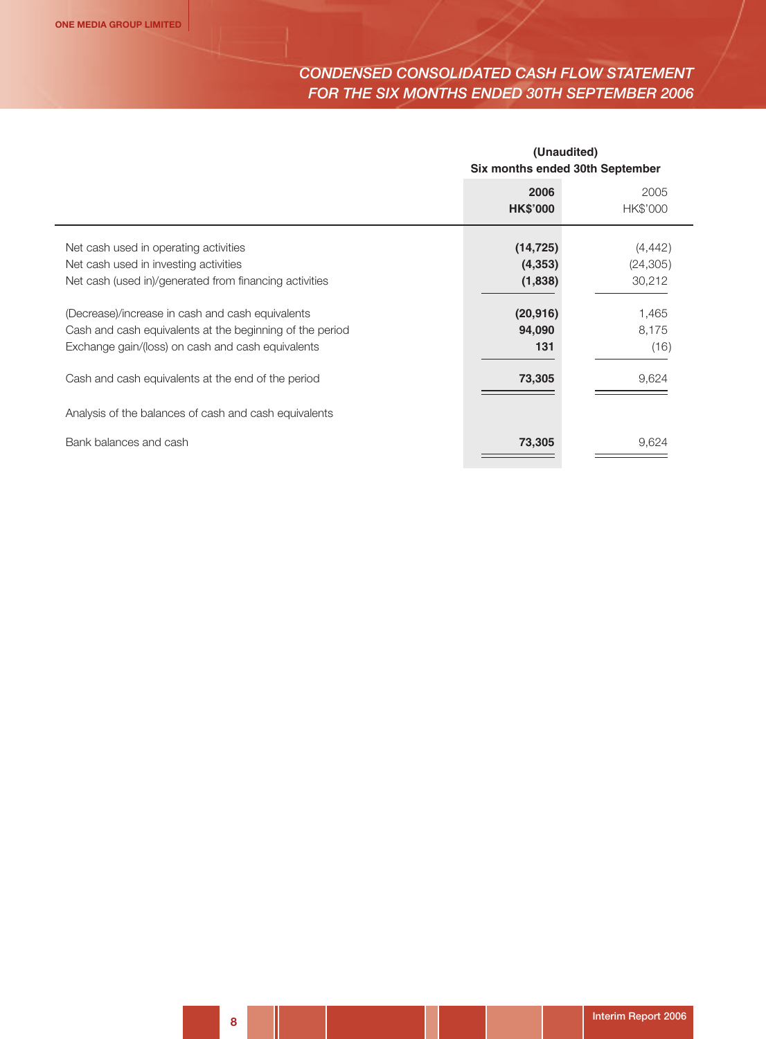# CONDENSED CONSOLIDATED CASH FLOW STATEMENT
## FOR THE SIX MONTHS ENDED 30TH SEPTEMBER 2006

| | **(Unaudited) Six months ended 30th September** | |
|---|---|---|
| | **2006** | 2005 |
| | **HK$'000** | HK$'000 |
| Net cash used in operating activities | **(14,725)** | (4,442) |
| Net cash used in investing activities | **(4,353)** | (24,305) |
| Net cash (used in)/generated from financing activities | **(1,838)** | 30,212 |
| (Decrease)/increase in cash and cash equivalents | **(20,916)** | 1,465 |
| Cash and cash equivalents at the beginning of the period | **94,090** | 8,175 |
| Exchange gain/(loss) on cash and cash equivalents | **131** | (16) |
| Cash and cash equivalents at the end of the period | **73,305** | 9,624 |
| Analysis of the balances of cash and cash equivalents | | |
| Bank balances and cash | **73,305** | 9,624 |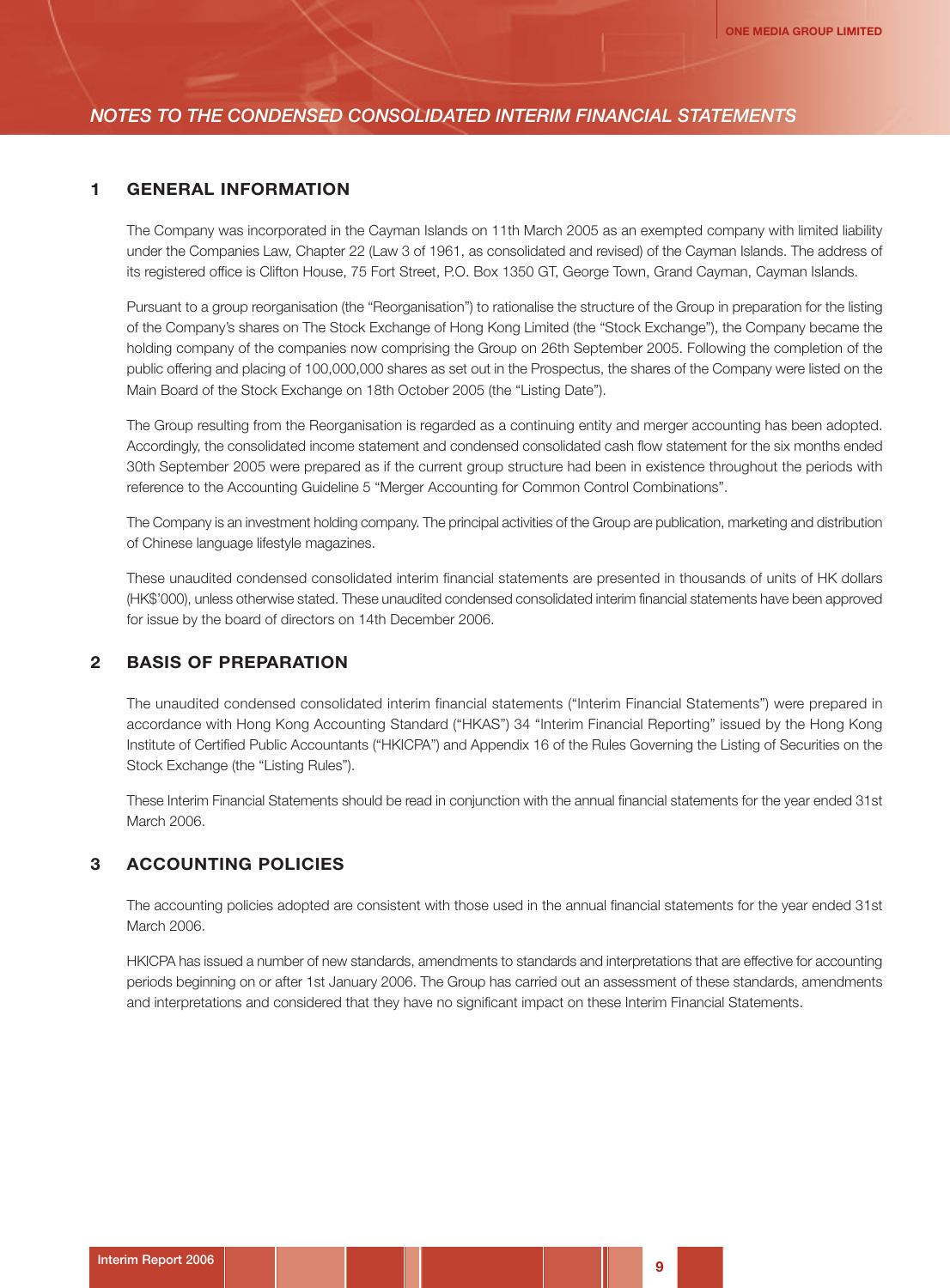# NOTES TO THE CONDENSED CONSOLIDATED INTERIM FINANCIAL STATEMENTS

## 1 GENERAL INFORMATION

The Company was incorporated in the Cayman Islands on 11th March 2005 as an exempted company with limited liability under the Companies Law, Chapter 22 (Law 3 of 1961, as consolidated and revised) of the Cayman Islands. The address of its registered office is Clifton House, 75 Fort Street, P.O. Box 1350 GT, George Town, Grand Cayman, Cayman Islands.

Pursuant to a group reorganisation (the "Reorganisation") to rationalise the structure of the Group in preparation for the listing of the Company's shares on The Stock Exchange of Hong Kong Limited (the "Stock Exchange"), the Company became the holding company of the companies now comprising the Group on 26th September 2005. Following the completion of the public offering and placing of 100,000,000 shares as set out in the Prospectus, the shares of the Company were listed on the Main Board of the Stock Exchange on 18th October 2005 (the "Listing Date").

The Group resulting from the Reorganisation is regarded as a continuing entity and merger accounting has been adopted. Accordingly, the consolidated income statement and condensed consolidated cash flow statement for the six months ended 30th September 2005 were prepared as if the current group structure had been in existence throughout the periods with reference to the Accounting Guideline 5 "Merger Accounting for Common Control Combinations".

The Company is an investment holding company. The principal activities of the Group are publication, marketing and distribution of Chinese language lifestyle magazines.

These unaudited condensed consolidated interim financial statements are presented in thousands of units of HK dollars (HK$'000), unless otherwise stated. These unaudited condensed consolidated interim financial statements have been approved for issue by the board of directors on 14th December 2006.

## 2 BASIS OF PREPARATION

The unaudited condensed consolidated interim financial statements ("Interim Financial Statements") were prepared in accordance with Hong Kong Accounting Standard ("HKAS") 34 "Interim Financial Reporting" issued by the Hong Kong Institute of Certified Public Accountants ("HKICPA") and Appendix 16 of the Rules Governing the Listing of Securities on the Stock Exchange (the "Listing Rules").

These Interim Financial Statements should be read in conjunction with the annual financial statements for the year ended 31st March 2006.

## 3 ACCOUNTING POLICIES

The accounting policies adopted are consistent with those used in the annual financial statements for the year ended 31st March 2006.

HKICPA has issued a number of new standards, amendments to standards and interpretations that are effective for accounting periods beginning on or after 1st January 2006. The Group has carried out an assessment of these standards, amendments and interpretations and considered that they have no significant impact on these Interim Financial Statements.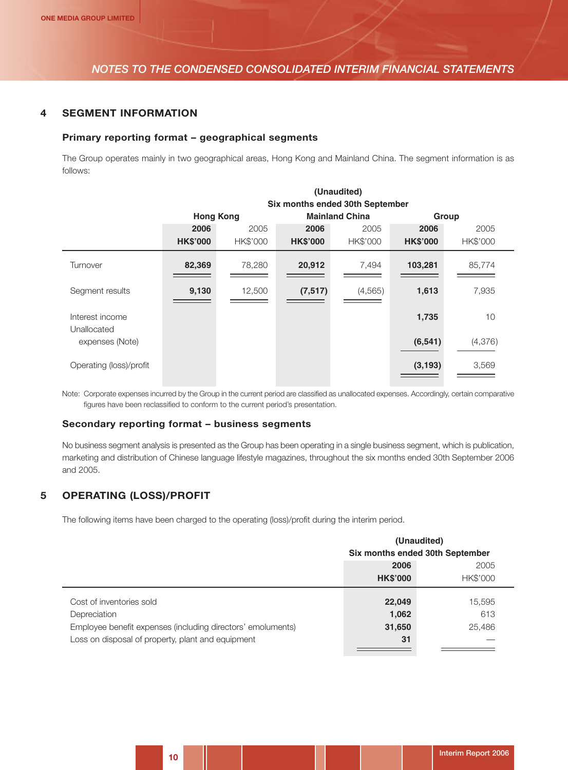## 4 SEGMENT INFORMATION

### Primary reporting format – geographical segments

The Group operates mainly in two geographical areas, Hong Kong and Mainland China. The segment information is as follows:

| | (Unaudited) Six months ended 30th September | | | | | |
|---|---|---|---|---|---|---|
| | Hong Kong | | Mainland China | | Group | |
| | **2006** | 2005 | **2006** | 2005 | **2006** | 2005 |
| | **HK$'000** | HK$'000 | **HK$'000** | HK$'000 | **HK$'000** | HK$'000 |
| Turnover | **82,369** | 78,280 | **20,912** | 7,494 | **103,281** | 85,774 |
| Segment results | **9,130** | 12,500 | **(7,517)** | (4,565) | **1,613** | 7,935 |
| Interest income | | | | | **1,735** | 10 |
| Unallocated expenses (Note) | | | | | **(6,541)** | (4,376) |
| Operating (loss)/profit | | | | | **(3,193)** | 3,569 |

Note: Corporate expenses incurred by the Group in the current period are classified as unallocated expenses. Accordingly, certain comparative figures have been reclassified to conform to the current period's presentation.

### Secondary reporting format – business segments

No business segment analysis is presented as the Group has been operating in a single business segment, which is publication, marketing and distribution of Chinese language lifestyle magazines, throughout the six months ended 30th September 2006 and 2005.

## 5 OPERATING (LOSS)/PROFIT

The following items have been charged to the operating (loss)/profit during the interim period.

| | (Unaudited) Six months ended 30th September | |
|---|---|---|
| | **2006** | 2005 |
| | **HK$'000** | HK$'000 |
| Cost of inventories sold | **22,049** | 15,595 |
| Depreciation | **1,062** | 613 |
| Employee benefit expenses (including directors' emoluments) | **31,650** | 25,486 |
| Loss on disposal of property, plant and equipment | **31** | — |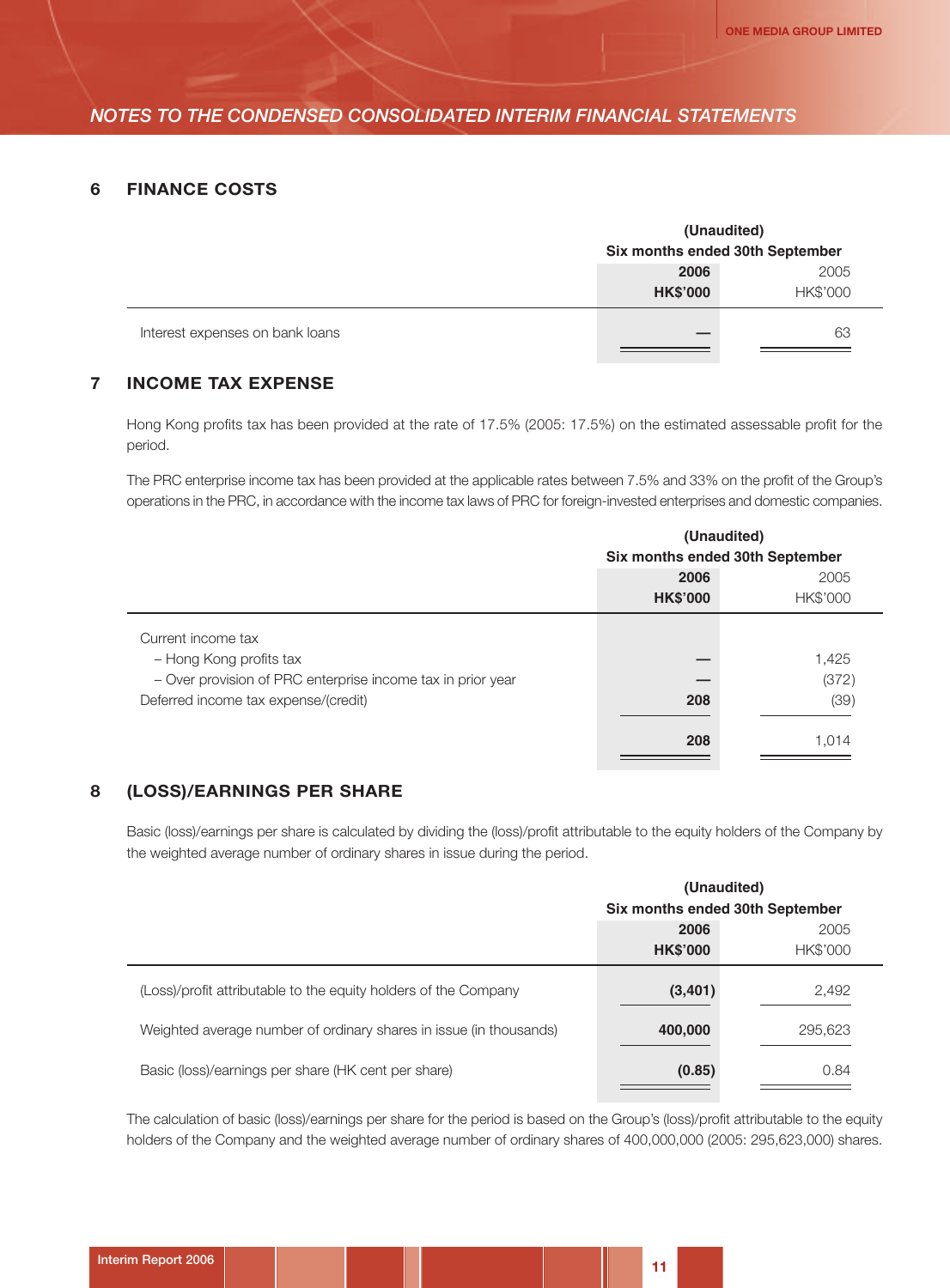## 6 FINANCE COSTS

| | (Unaudited) | |
|---|---|---|
| | Six months ended 30th September | |
| | 2006 | 2005 |
| | HK$'000 | HK$'000 |
| Interest expenses on bank loans | — | 63 |

## 7 INCOME TAX EXPENSE

Hong Kong profits tax has been provided at the rate of 17.5% (2005: 17.5%) on the estimated assessable profit for the period.

The PRC enterprise income tax has been provided at the applicable rates between 7.5% and 33% on the profit of the Group's operations in the PRC, in accordance with the income tax laws of PRC for foreign-invested enterprises and domestic companies.

| | (Unaudited) | |
|---|---|---|
| | Six months ended 30th September | |
| | 2006 | 2005 |
| | HK$'000 | HK$'000 |
| Current income tax | | |
| – Hong Kong profits tax | — | 1,425 |
| – Over provision of PRC enterprise income tax in prior year | — | (372) |
| Deferred income tax expense/(credit) | 208 | (39) |
| | 208 | 1,014 |

## 8 (LOSS)/EARNINGS PER SHARE

Basic (loss)/earnings per share is calculated by dividing the (loss)/profit attributable to the equity holders of the Company by the weighted average number of ordinary shares in issue during the period.

| | (Unaudited) | |
|---|---|---|
| | Six months ended 30th September | |
| | 2006 | 2005 |
| | HK$'000 | HK$'000 |
| (Loss)/profit attributable to the equity holders of the Company | (3,401) | 2,492 |
| Weighted average number of ordinary shares in issue (in thousands) | 400,000 | 295,623 |
| Basic (loss)/earnings per share (HK cent per share) | (0.85) | 0.84 |

The calculation of basic (loss)/earnings per share for the period is based on the Group's (loss)/profit attributable to the equity holders of the Company and the weighted average number of ordinary shares of 400,000,000 (2005: 295,623,000) shares.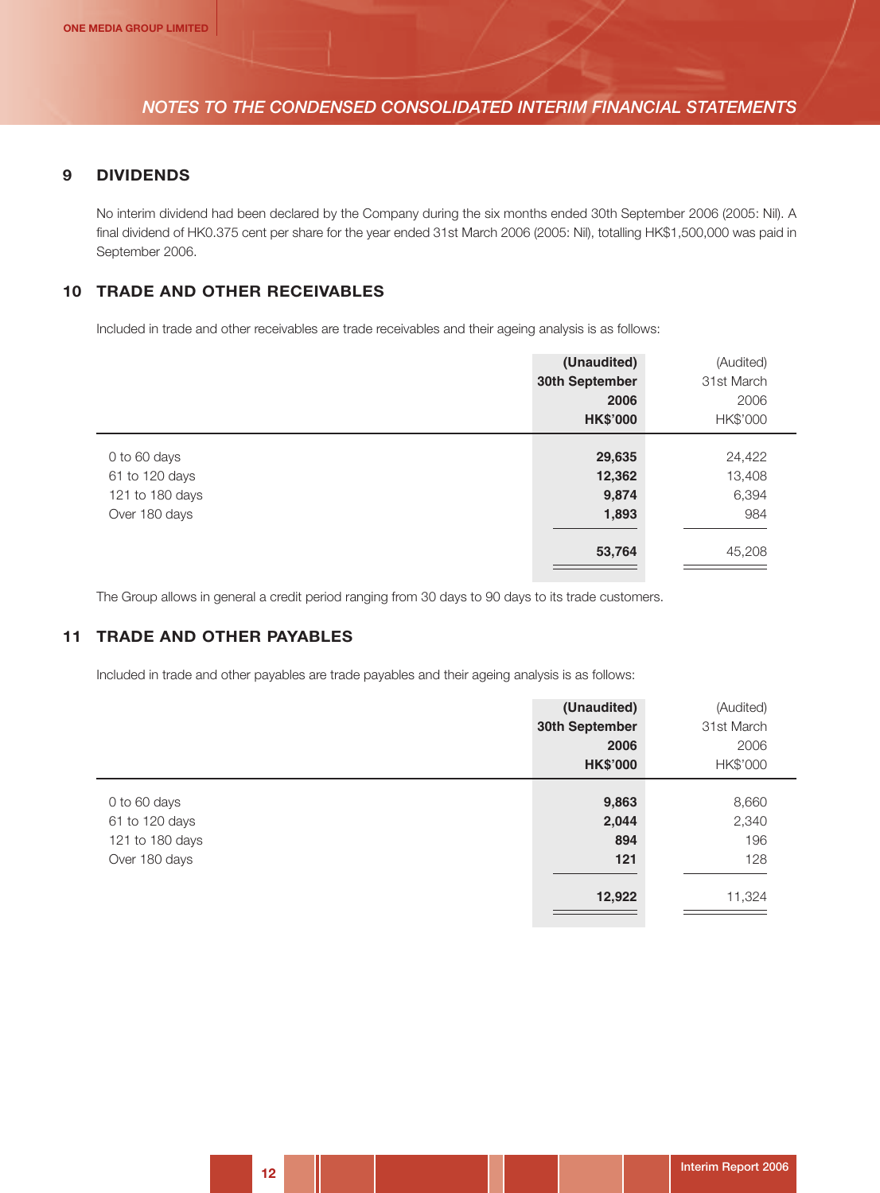## 9 DIVIDENDS

No interim dividend had been declared by the Company during the six months ended 30th September 2006 (2005: Nil). A final dividend of HK0.375 cent per share for the year ended 31st March 2006 (2005: Nil), totalling HK$1,500,000 was paid in September 2006.

## 10 TRADE AND OTHER RECEIVABLES

Included in trade and other receivables are trade receivables and their ageing analysis is as follows:

| | **(Unaudited) 30th September 2006 HK$'000** | (Audited) 31st March 2006 HK$'000 |
|---|---|---|
| 0 to 60 days | **29,635** | 24,422 |
| 61 to 120 days | **12,362** | 13,408 |
| 121 to 180 days | **9,874** | 6,394 |
| Over 180 days | **1,893** | 984 |
| | **53,764** | 45,208 |

The Group allows in general a credit period ranging from 30 days to 90 days to its trade customers.

## 11 TRADE AND OTHER PAYABLES

Included in trade and other payables are trade payables and their ageing analysis is as follows:

| | **(Unaudited) 30th September 2006 HK$'000** | (Audited) 31st March 2006 HK$'000 |
|---|---|---|
| 0 to 60 days | **9,863** | 8,660 |
| 61 to 120 days | **2,044** | 2,340 |
| 121 to 180 days | **894** | 196 |
| Over 180 days | **121** | 128 |
| | **12,922** | 11,324 |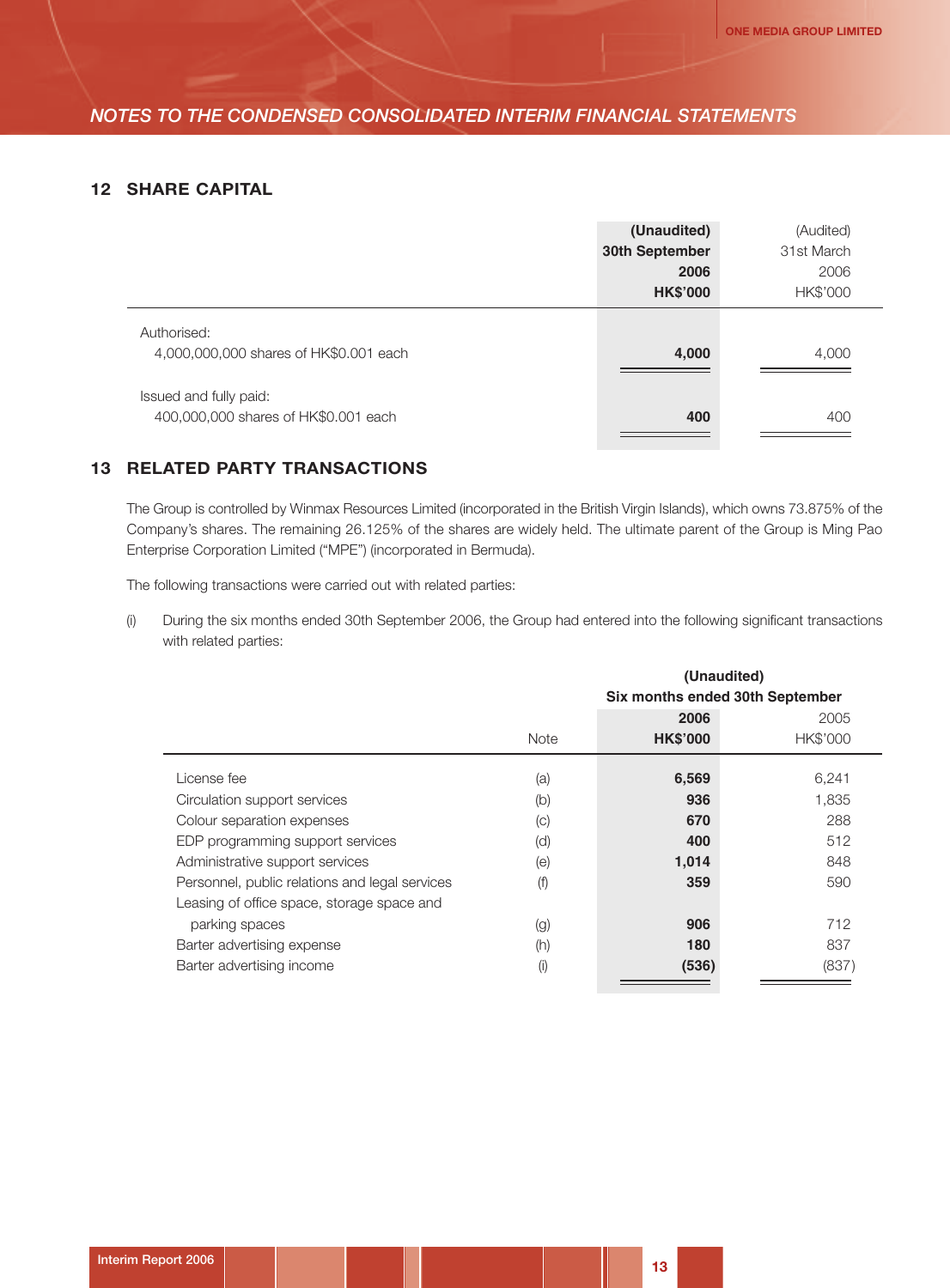## 12 SHARE CAPITAL

| | (Unaudited) 30th September 2006 HK$'000 | (Audited) 31st March 2006 HK$'000 |
|---|---|---|
| Authorised: | | |
| 4,000,000,000 shares of HK$0.001 each | **4,000** | 4,000 |
| Issued and fully paid: | | |
| 400,000,000 shares of HK$0.001 each | **400** | 400 |

## 13 RELATED PARTY TRANSACTIONS

The Group is controlled by Winmax Resources Limited (incorporated in the British Virgin Islands), which owns 73.875% of the Company's shares. The remaining 26.125% of the shares are widely held. The ultimate parent of the Group is Ming Pao Enterprise Corporation Limited ("MPE") (incorporated in Bermuda).

The following transactions were carried out with related parties:

(i) During the six months ended 30th September 2006, the Group had entered into the following significant transactions with related parties:

| | Note | (Unaudited) Six months ended 30th September 2006 HK$'000 | 2005 HK$'000 |
|---|---|---|---|
| License fee | (a) | **6,569** | 6,241 |
| Circulation support services | (b) | **936** | 1,835 |
| Colour separation expenses | (c) | **670** | 288 |
| EDP programming support services | (d) | **400** | 512 |
| Administrative support services | (e) | **1,014** | 848 |
| Personnel, public relations and legal services | (f) | **359** | 590 |
| Leasing of office space, storage space and parking spaces | (g) | **906** | 712 |
| Barter advertising expense | (h) | **180** | 837 |
| Barter advertising income | (i) | **(536)** | (837) |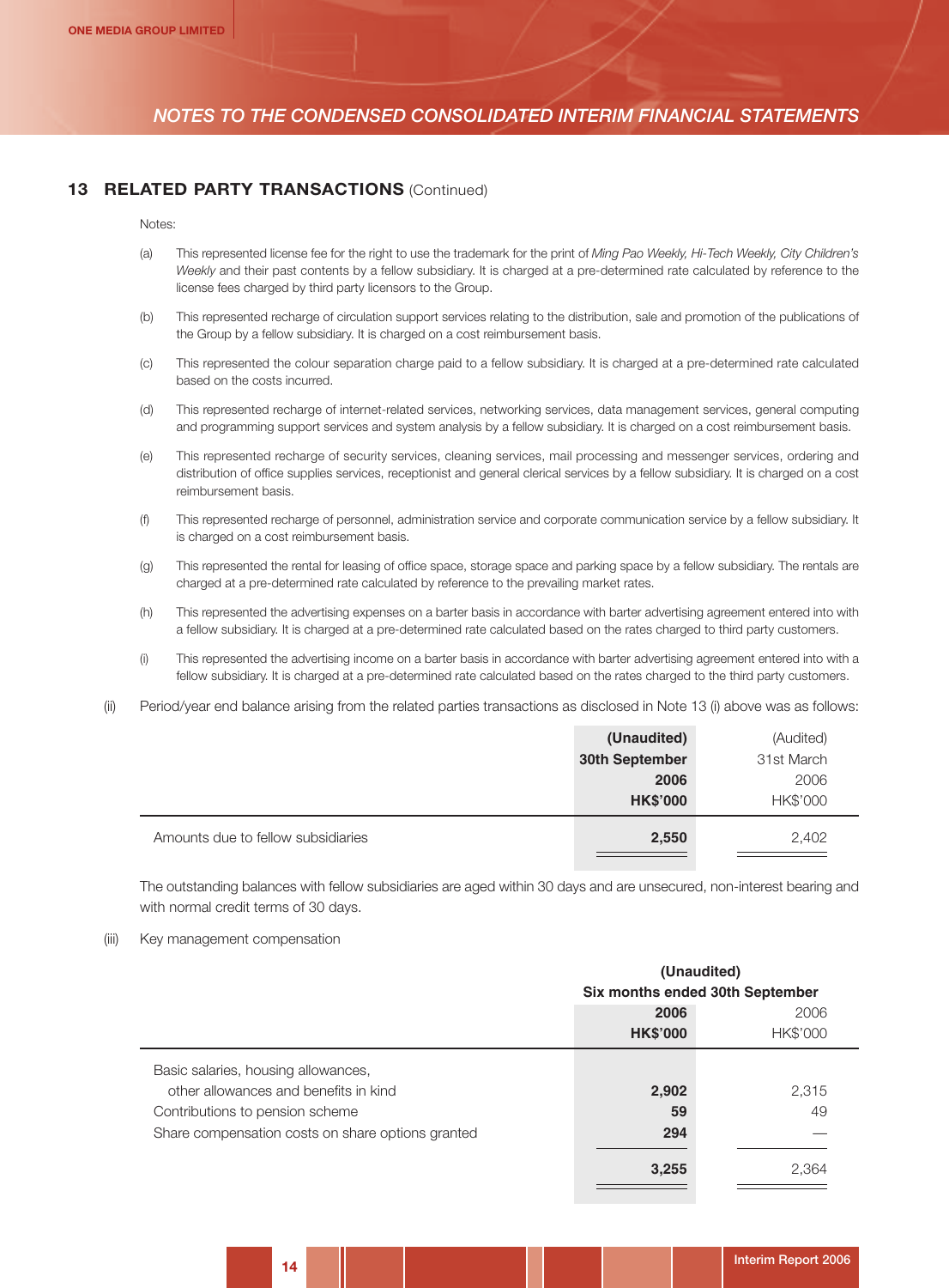## 13 RELATED PARTY TRANSACTIONS (Continued)

Notes:

(a) This represented license fee for the right to use the trademark for the print of *Ming Pao Weekly, Hi-Tech Weekly, City Children's Weekly* and their past contents by a fellow subsidiary. It is charged at a pre-determined rate calculated by reference to the license fees charged by third party licensors to the Group.

(b) This represented recharge of circulation support services relating to the distribution, sale and promotion of the publications of the Group by a fellow subsidiary. It is charged on a cost reimbursement basis.

(c) This represented the colour separation charge paid to a fellow subsidiary. It is charged at a pre-determined rate calculated based on the costs incurred.

(d) This represented recharge of internet-related services, networking services, data management services, general computing and programming support services and system analysis by a fellow subsidiary. It is charged on a cost reimbursement basis.

(e) This represented recharge of security services, cleaning services, mail processing and messenger services, ordering and distribution of office supplies services, receptionist and general clerical services by a fellow subsidiary. It is charged on a cost reimbursement basis.

(f) This represented recharge of personnel, administration service and corporate communication service by a fellow subsidiary. It is charged on a cost reimbursement basis.

(g) This represented the rental for leasing of office space, storage space and parking space by a fellow subsidiary. The rentals are charged at a pre-determined rate calculated by reference to the prevailing market rates.

(h) This represented the advertising expenses on a barter basis in accordance with barter advertising agreement entered into with a fellow subsidiary. It is charged at a pre-determined rate calculated based on the rates charged to third party customers.

(i) This represented the advertising income on a barter basis in accordance with barter advertising agreement entered into with a fellow subsidiary. It is charged at a pre-determined rate calculated based on the rates charged to the third party customers.

(ii) Period/year end balance arising from the related parties transactions as disclosed in Note 13 (i) above was as follows:

| | **(Unaudited) 30th September 2006 HK$'000** | (Audited) 31st March 2006 HK$'000 |
|---|---|---|
| Amounts due to fellow subsidiaries | **2,550** | 2,402 |

The outstanding balances with fellow subsidiaries are aged within 30 days and are unsecured, non-interest bearing and with normal credit terms of 30 days.

(iii) Key management compensation

| | **(Unaudited) Six months ended 30th September** | |
|---|---|---|
| | **2006 HK$'000** | 2006 HK$'000 |
| Basic salaries, housing allowances, other allowances and benefits in kind | **2,902** | 2,315 |
| Contributions to pension scheme | **59** | 49 |
| Share compensation costs on share options granted | **294** | — |
| | **3,255** | 2,364 |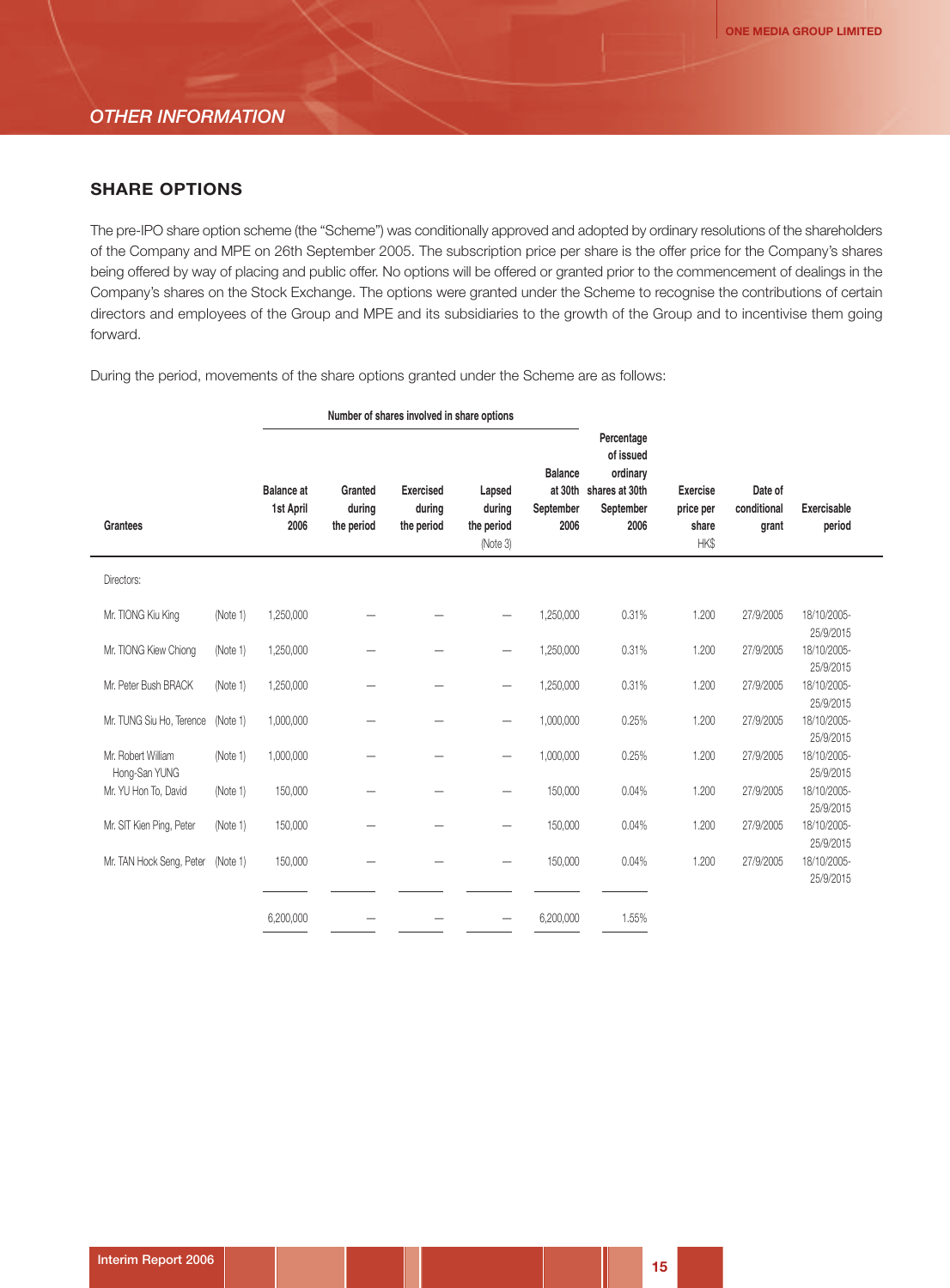## OTHER INFORMATION

### SHARE OPTIONS

The pre-IPO share option scheme (the "Scheme") was conditionally approved and adopted by ordinary resolutions of the shareholders of the Company and MPE on 26th September 2005. The subscription price per share is the offer price for the Company's shares being offered by way of placing and public offer. No options will be offered or granted prior to the commencement of dealings in the Company's shares on the Stock Exchange. The options were granted under the Scheme to recognise the contributions of certain directors and employees of the Group and MPE and its subsidiaries to the growth of the Group and to incentivise them going forward.

During the period, movements of the share options granted under the Scheme are as follows:

| Grantees | | Number of shares involved in share options | | | | | | | | |
|---|---|---|---|---|---|---|---|---|---|---|
| | | Balance at 1st April 2006 | Granted during the period | Exercised during the period | Lapsed during the period (Note 3) | Balance at 30th September 2006 | Percentage of issued ordinary shares at 30th September 2006 | Exercise price per share HK$ | Date of conditional grant | Exercisable period |
| Directors: | | | | | | | | | | |
| Mr. TIONG Kiu King | (Note 1) | 1,250,000 | — | — | — | 1,250,000 | 0.31% | 1.200 | 27/9/2005 | 18/10/2005-25/9/2015 |
| Mr. TIONG Kiew Chiong | (Note 1) | 1,250,000 | — | — | — | 1,250,000 | 0.31% | 1.200 | 27/9/2005 | 18/10/2005-25/9/2015 |
| Mr. Peter Bush BRACK | (Note 1) | 1,250,000 | — | — | — | 1,250,000 | 0.31% | 1.200 | 27/9/2005 | 18/10/2005-25/9/2015 |
| Mr. TUNG Siu Ho, Terence | (Note 1) | 1,000,000 | — | — | — | 1,000,000 | 0.25% | 1.200 | 27/9/2005 | 18/10/2005-25/9/2015 |
| Mr. Robert William Hong-San YUNG | (Note 1) | 1,000,000 | — | — | — | 1,000,000 | 0.25% | 1.200 | 27/9/2005 | 18/10/2005-25/9/2015 |
| Mr. YU Hon To, David | (Note 1) | 150,000 | — | — | — | 150,000 | 0.04% | 1.200 | 27/9/2005 | 18/10/2005-25/9/2015 |
| Mr. SIT Kien Ping, Peter | (Note 1) | 150,000 | — | — | — | 150,000 | 0.04% | 1.200 | 27/9/2005 | 18/10/2005-25/9/2015 |
| Mr. TAN Hock Seng, Peter | (Note 1) | 150,000 | — | — | — | 150,000 | 0.04% | 1.200 | 27/9/2005 | 18/10/2005-25/9/2015 |
| | | 6,200,000 | — | — | — | 6,200,000 | 1.55% | | | |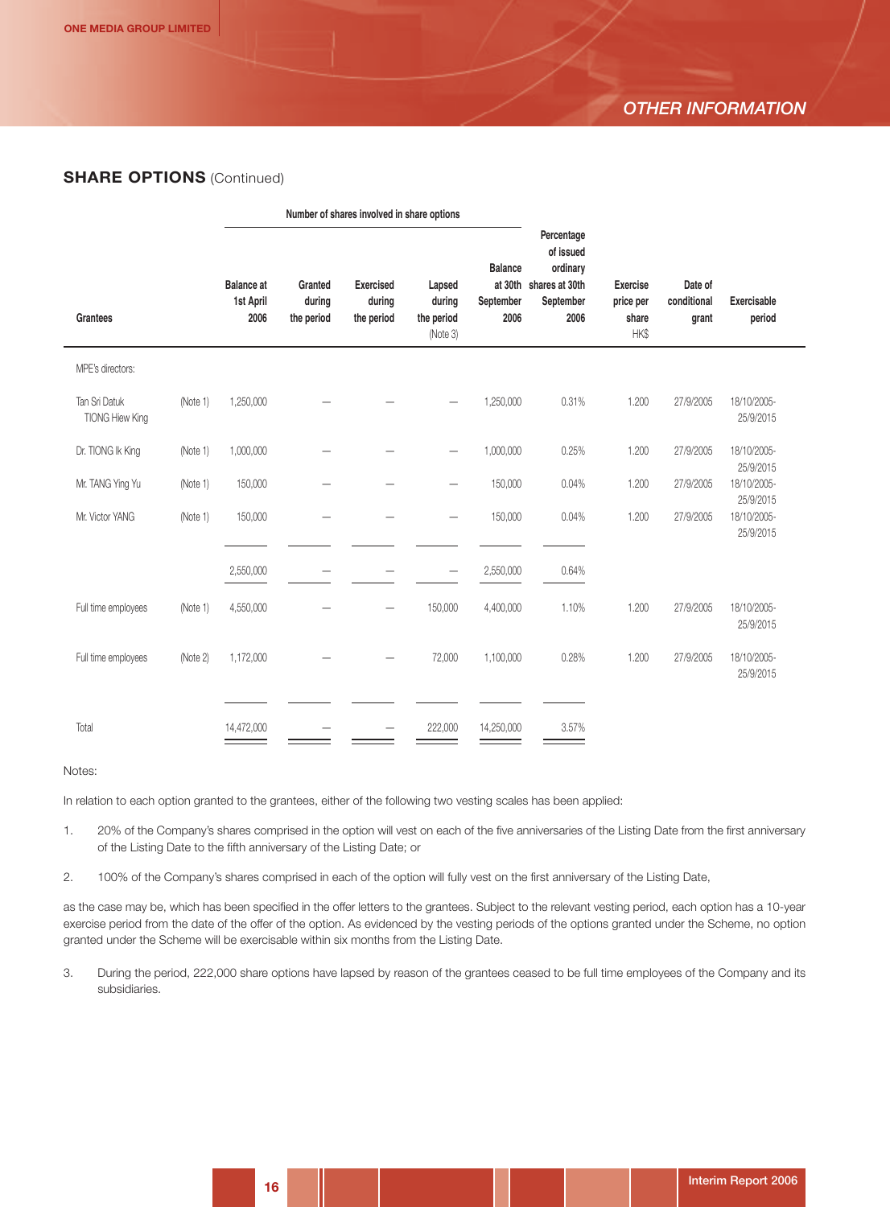## SHARE OPTIONS (Continued)

| Grantees | | Balance at 1st April 2006 | Granted during the period | Exercised during the period | Lapsed during the period (Note 3) | Balance at 30th September 2006 | Percentage of issued ordinary shares at 30th September 2006 | Exercise price per share HK$ | Date of conditional grant | Exercisable period |
|---|---|---|---|---|---|---|---|---|---|---|
| | | Number of shares involved in share options | | | | | | | | |
| MPE's directors: | | | | | | | | | | |
| Tan Sri Datuk TIONG Hiew King | (Note 1) | 1,250,000 | — | — | — | 1,250,000 | 0.31% | 1.200 | 27/9/2005 | 18/10/2005-25/9/2015 |
| Dr. TIONG Ik King | (Note 1) | 1,000,000 | — | — | — | 1,000,000 | 0.25% | 1.200 | 27/9/2005 | 18/10/2005-25/9/2015 |
| Mr. TANG Ying Yu | (Note 1) | 150,000 | — | — | — | 150,000 | 0.04% | 1.200 | 27/9/2005 | 18/10/2005-25/9/2015 |
| Mr. Victor YANG | (Note 1) | 150,000 | — | — | — | 150,000 | 0.04% | 1.200 | 27/9/2005 | 18/10/2005-25/9/2015 |
| | | 2,550,000 | — | — | — | 2,550,000 | 0.64% | | | |
| Full time employees | (Note 1) | 4,550,000 | — | — | 150,000 | 4,400,000 | 1.10% | 1.200 | 27/9/2005 | 18/10/2005-25/9/2015 |
| Full time employees | (Note 2) | 1,172,000 | — | — | 72,000 | 1,100,000 | 0.28% | 1.200 | 27/9/2005 | 18/10/2005-25/9/2015 |
| Total | | 14,472,000 | — | — | 222,000 | 14,250,000 | 3.57% | | | |

Notes:

In relation to each option granted to the grantees, either of the following two vesting scales has been applied:

1. 20% of the Company's shares comprised in the option will vest on each of the five anniversaries of the Listing Date from the first anniversary of the Listing Date to the fifth anniversary of the Listing Date; or

2. 100% of the Company's shares comprised in each of the option will fully vest on the first anniversary of the Listing Date,

as the case may be, which has been specified in the offer letters to the grantees. Subject to the relevant vesting period, each option has a 10-year exercise period from the date of the offer of the option. As evidenced by the vesting periods of the options granted under the Scheme, no option granted under the Scheme will be exercisable within six months from the Listing Date.

3. During the period, 222,000 share options have lapsed by reason of the grantees ceased to be full time employees of the Company and its subsidiaries.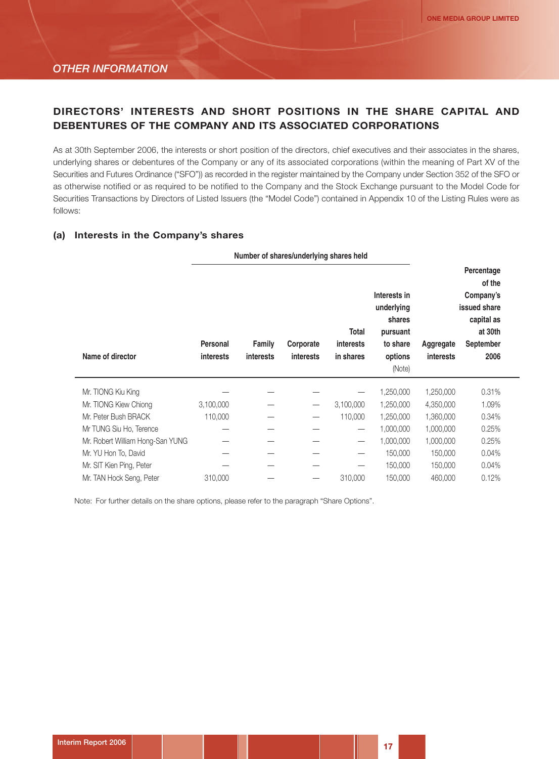## OTHER INFORMATION

### DIRECTORS' INTERESTS AND SHORT POSITIONS IN THE SHARE CAPITAL AND DEBENTURES OF THE COMPANY AND ITS ASSOCIATED CORPORATIONS

As at 30th September 2006, the interests or short position of the directors, chief executives and their associates in the shares, underlying shares or debentures of the Company or any of its associated corporations (within the meaning of Part XV of the Securities and Futures Ordinance ("SFO")) as recorded in the register maintained by the Company under Section 352 of the SFO or as otherwise notified or as required to be notified to the Company and the Stock Exchange pursuant to the Model Code for Securities Transactions by Directors of Listed Issuers (the "Model Code") contained in Appendix 10 of the Listing Rules were as follows:

#### (a) Interests in the Company's shares

| Name of director | Number of shares/underlying shares held | | | | | | |
|---|---|---|---|---|---|---|---|
| | Personal interests | Family interests | Corporate interests | Total interests in shares | Interests in underlying shares pursuant to share options (Note) | Aggregate interests | Percentage of the Company's issued share capital as at 30th September 2006 |
| Mr. TIONG Kiu King | — | — | — | — | 1,250,000 | 1,250,000 | 0.31% |
| Mr. TIONG Kiew Chiong | 3,100,000 | — | — | 3,100,000 | 1,250,000 | 4,350,000 | 1.09% |
| Mr. Peter Bush BRACK | 110,000 | — | — | 110,000 | 1,250,000 | 1,360,000 | 0.34% |
| Mr TUNG Siu Ho, Terence | — | — | — | — | 1,000,000 | 1,000,000 | 0.25% |
| Mr. Robert William Hong-San YUNG | — | — | — | — | 1,000,000 | 1,000,000 | 0.25% |
| Mr. YU Hon To, David | — | — | — | — | 150,000 | 150,000 | 0.04% |
| Mr. SIT Kien Ping, Peter | — | — | — | — | 150,000 | 150,000 | 0.04% |
| Mr. TAN Hock Seng, Peter | 310,000 | — | — | 310,000 | 150,000 | 460,000 | 0.12% |

Note: For further details on the share options, please refer to the paragraph "Share Options".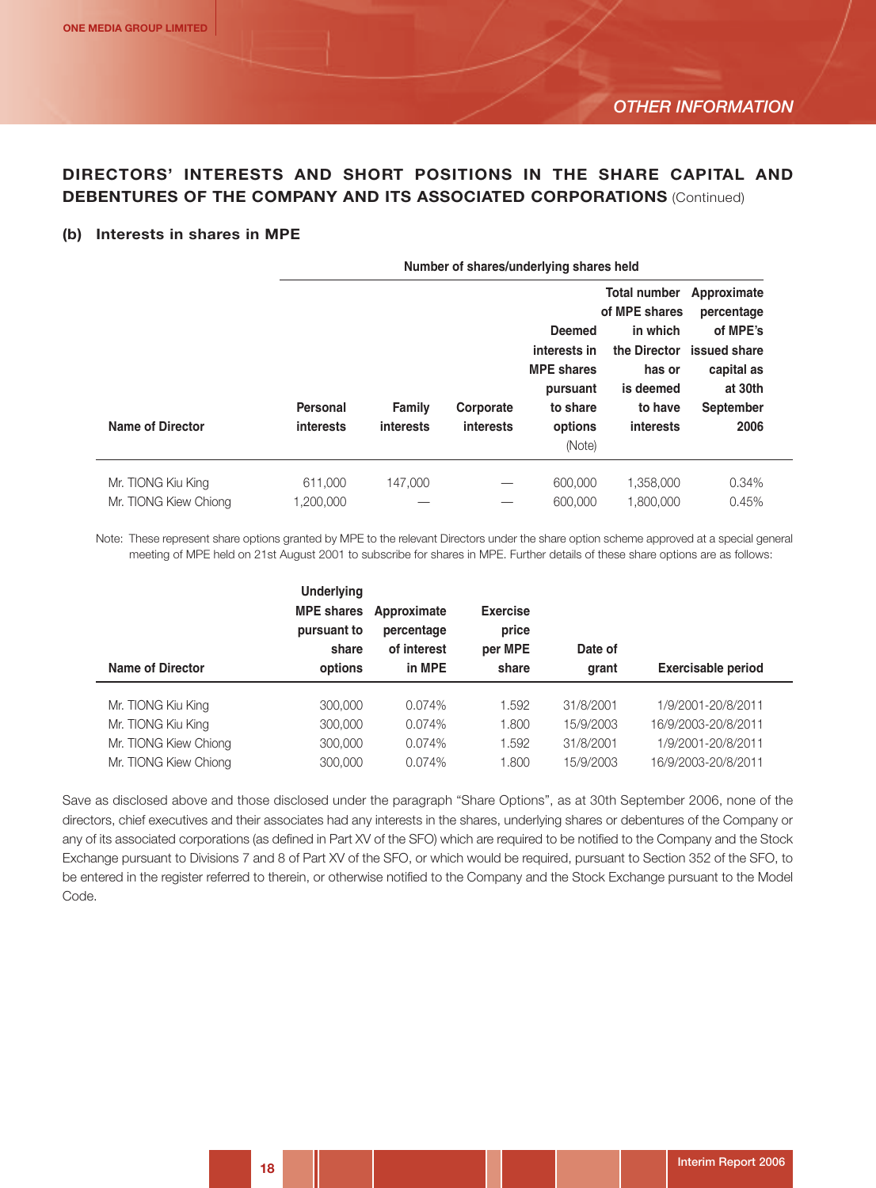## DIRECTORS' INTERESTS AND SHORT POSITIONS IN THE SHARE CAPITAL AND DEBENTURES OF THE COMPANY AND ITS ASSOCIATED CORPORATIONS (Continued)

### (b) Interests in shares in MPE

| | Number of shares/underlying shares held | | | | | |
|---|---|---|---|---|---|---|
| Name of Director | Personal interests | Family interests | Corporate interests | Deemed interests in MPE shares pursuant to share options (Note) | Total number of MPE shares in which the Director has or is deemed to have interests | Approximate percentage of MPE's issued share capital as at 30th September 2006 |
| Mr. TIONG Kiu King | 611,000 | 147,000 | — | 600,000 | 1,358,000 | 0.34% |
| Mr. TIONG Kiew Chiong | 1,200,000 | — | — | 600,000 | 1,800,000 | 0.45% |

Note: These represent share options granted by MPE to the relevant Directors under the share option scheme approved at a special general meeting of MPE held on 21st August 2001 to subscribe for shares in MPE. Further details of these share options are as follows:

| Name of Director | Underlying MPE shares pursuant to share options | Approximate percentage of interest in MPE | Exercise price per MPE share | Date of grant | Exercisable period |
|---|---|---|---|---|---|
| Mr. TIONG Kiu King | 300,000 | 0.074% | 1.592 | 31/8/2001 | 1/9/2001-20/8/2011 |
| Mr. TIONG Kiu King | 300,000 | 0.074% | 1.800 | 15/9/2003 | 16/9/2003-20/8/2011 |
| Mr. TIONG Kiew Chiong | 300,000 | 0.074% | 1.592 | 31/8/2001 | 1/9/2001-20/8/2011 |
| Mr. TIONG Kiew Chiong | 300,000 | 0.074% | 1.800 | 15/9/2003 | 16/9/2003-20/8/2011 |

Save as disclosed above and those disclosed under the paragraph "Share Options", as at 30th September 2006, none of the directors, chief executives and their associates had any interests in the shares, underlying shares or debentures of the Company or any of its associated corporations (as defined in Part XV of the SFO) which are required to be notified to the Company and the Stock Exchange pursuant to Divisions 7 and 8 of Part XV of the SFO, or which would be required, pursuant to Section 352 of the SFO, to be entered in the register referred to therein, or otherwise notified to the Company and the Stock Exchange pursuant to the Model Code.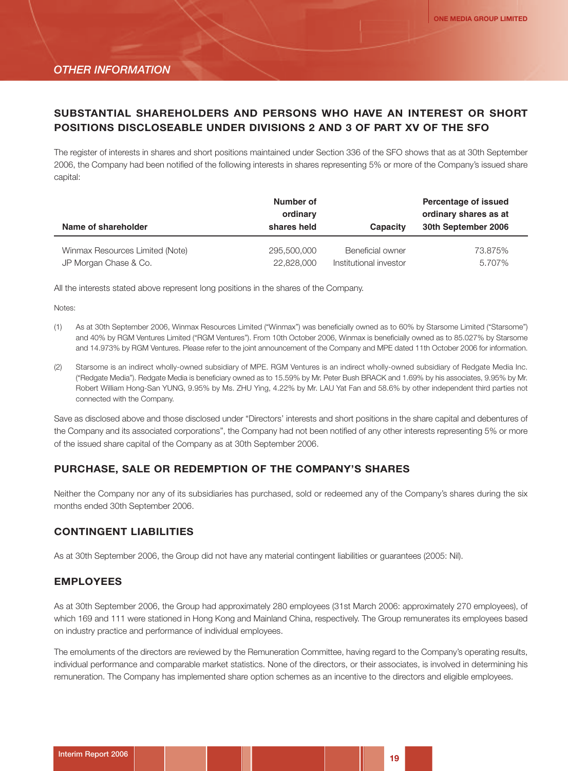## OTHER INFORMATION

### SUBSTANTIAL SHAREHOLDERS AND PERSONS WHO HAVE AN INTEREST OR SHORT POSITIONS DISCLOSEABLE UNDER DIVISIONS 2 AND 3 OF PART XV OF THE SFO

The register of interests in shares and short positions maintained under Section 336 of the SFO shows that as at 30th September 2006, the Company had been notified of the following interests in shares representing 5% or more of the Company's issued share capital:

| Name of shareholder | Number of ordinary shares held | Capacity | Percentage of issued ordinary shares as at 30th September 2006 |
|---|---|---|---|
| Winmax Resources Limited (Note) | 295,500,000 | Beneficial owner | 73.875% |
| JP Morgan Chase & Co. | 22,828,000 | Institutional investor | 5.707% |

All the interests stated above represent long positions in the shares of the Company.

Notes:

(1) As at 30th September 2006, Winmax Resources Limited ("Winmax") was beneficially owned as to 60% by Starsome Limited ("Starsome") and 40% by RGM Ventures Limited ("RGM Ventures"). From 10th October 2006, Winmax is beneficially owned as to 85.027% by Starsome and 14.973% by RGM Ventures. Please refer to the joint announcement of the Company and MPE dated 11th October 2006 for information.

(2) Starsome is an indirect wholly-owned subsidiary of MPE. RGM Ventures is an indirect wholly-owned subsidiary of Redgate Media Inc. ("Redgate Media"). Redgate Media is beneficiary owned as to 15.59% by Mr. Peter Bush BRACK and 1.69% by his associates, 9.95% by Mr. Robert William Hong-San YUNG, 9.95% by Ms. ZHU Ying, 4.22% by Mr. LAU Yat Fan and 58.6% by other independent third parties not connected with the Company.

Save as disclosed above and those disclosed under "Directors' interests and short positions in the share capital and debentures of the Company and its associated corporations", the Company had not been notified of any other interests representing 5% or more of the issued share capital of the Company as at 30th September 2006.

### PURCHASE, SALE OR REDEMPTION OF THE COMPANY'S SHARES

Neither the Company nor any of its subsidiaries has purchased, sold or redeemed any of the Company's shares during the six months ended 30th September 2006.

### CONTINGENT LIABILITIES

As at 30th September 2006, the Group did not have any material contingent liabilities or guarantees (2005: Nil).

### EMPLOYEES

As at 30th September 2006, the Group had approximately 280 employees (31st March 2006: approximately 270 employees), of which 169 and 111 were stationed in Hong Kong and Mainland China, respectively. The Group remunerates its employees based on industry practice and performance of individual employees.

The emoluments of the directors are reviewed by the Remuneration Committee, having regard to the Company's operating results, individual performance and comparable market statistics. None of the directors, or their associates, is involved in determining his remuneration. The Company has implemented share option schemes as an incentive to the directors and eligible employees.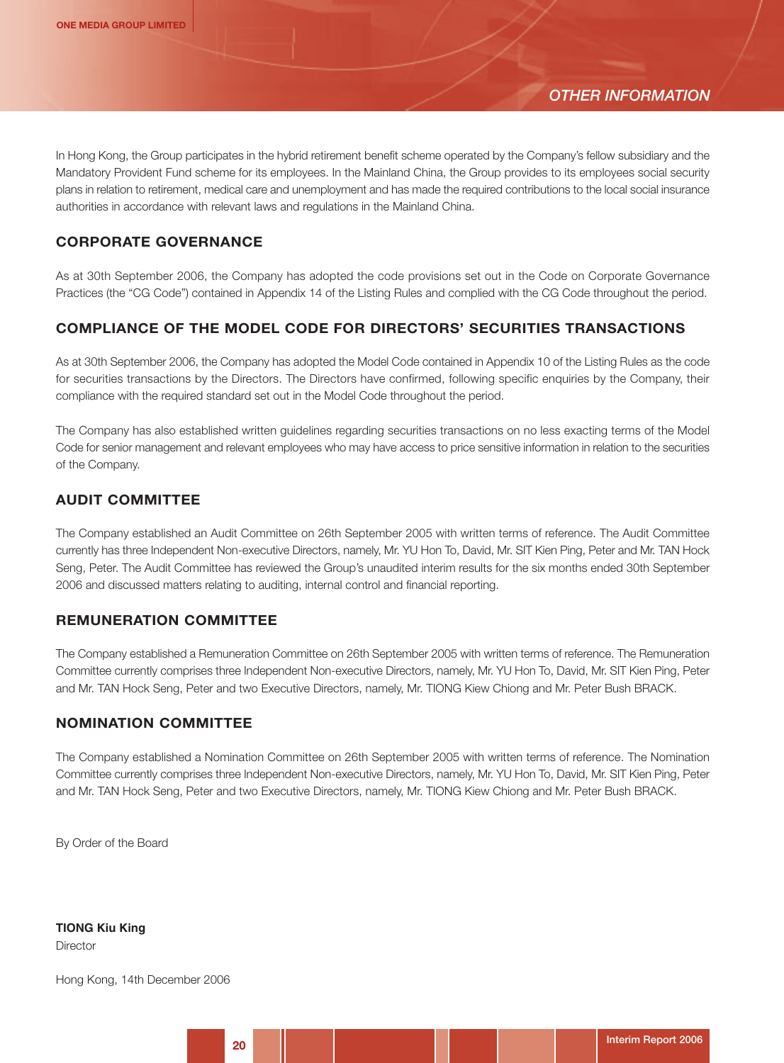In Hong Kong, the Group participates in the hybrid retirement benefit scheme operated by the Company's fellow subsidiary and the Mandatory Provident Fund scheme for its employees. In the Mainland China, the Group provides to its employees social security plans in relation to retirement, medical care and unemployment and has made the required contributions to the local social insurance authorities in accordance with relevant laws and regulations in the Mainland China.

## CORPORATE GOVERNANCE

As at 30th September 2006, the Company has adopted the code provisions set out in the Code on Corporate Governance Practices (the "CG Code") contained in Appendix 14 of the Listing Rules and complied with the CG Code throughout the period.

## COMPLIANCE OF THE MODEL CODE FOR DIRECTORS' SECURITIES TRANSACTIONS

As at 30th September 2006, the Company has adopted the Model Code contained in Appendix 10 of the Listing Rules as the code for securities transactions by the Directors. The Directors have confirmed, following specific enquiries by the Company, their compliance with the required standard set out in the Model Code throughout the period.

The Company has also established written guidelines regarding securities transactions on no less exacting terms of the Model Code for senior management and relevant employees who may have access to price sensitive information in relation to the securities of the Company.

## AUDIT COMMITTEE

The Company established an Audit Committee on 26th September 2005 with written terms of reference. The Audit Committee currently has three Independent Non-executive Directors, namely, Mr. YU Hon To, David, Mr. SIT Kien Ping, Peter and Mr. TAN Hock Seng, Peter. The Audit Committee has reviewed the Group's unaudited interim results for the six months ended 30th September 2006 and discussed matters relating to auditing, internal control and financial reporting.

## REMUNERATION COMMITTEE

The Company established a Remuneration Committee on 26th September 2005 with written terms of reference. The Remuneration Committee currently comprises three Independent Non-executive Directors, namely, Mr. YU Hon To, David, Mr. SIT Kien Ping, Peter and Mr. TAN Hock Seng, Peter and two Executive Directors, namely, Mr. TIONG Kiew Chiong and Mr. Peter Bush BRACK.

## NOMINATION COMMITTEE

The Company established a Nomination Committee on 26th September 2005 with written terms of reference. The Nomination Committee currently comprises three Independent Non-executive Directors, namely, Mr. YU Hon To, David, Mr. SIT Kien Ping, Peter and Mr. TAN Hock Seng, Peter and two Executive Directors, namely, Mr. TIONG Kiew Chiong and Mr. Peter Bush BRACK.

By Order of the Board

**TIONG Kiu King**
Director

Hong Kong, 14th December 2006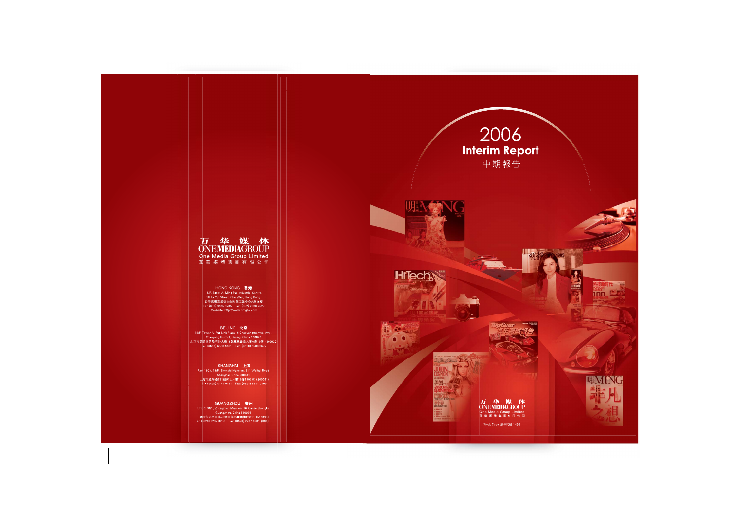万 华 媒 体
ONEMEDIAGROUP
One Media Group Limited
萬 華 媒 體 集 團 有 限 公 司

**HONG KONG 香港**

16/F, Block A, Ming Pao Industrial Centre,
18 Ka Yip Street, Chai Wan, Hong Kong
香港柴灣嘉業街18號明報工業中心A座16樓
Tel: (852) 3605 3705 Fax: (852) 2898 2527
Website: http://www.omghk.com

**BEIJING 北京**

15/F, Tower A, Full Link Plaza, 18 Chaoyangmenwai Ave.,
Chaoyang District, Beijing, China 100020
北京市朝陽區朝陽門外大街18號豐聯廣場大廈A座15層 (100020)
Tel: (8610) 6588 6161 Fax: (8610) 6588 9677

**SHANGHAI 上海**

Unit 1903, 19/F, Shenshi Mansion, 511 Weihai Road,
Shanghai, China 200041
上海市威海路511號申士大廈19層1903室 (200041)
Tel: (8621) 6141 9111 Fax: (8621) 6141 9100

**GUANGZHOU 廣州**

Unit C, 30/F, Zhongxiao Mansion, 76 Xianlie Zhonglu,
Guangzhou, China 510095
廣州市先烈中路76號中孝大廈30樓C單元 (510095)
Tel: (8620) 2237 0256 Fax: (8620) 2237 0281 (980)

# 2006 Interim Report

## 中期報告

万 华 媒 体
ONEMEDIAGROUP
One Media Group Limited
萬 華 媒 體 集 團 有 限 公 司

Stock Code 股份代號：426